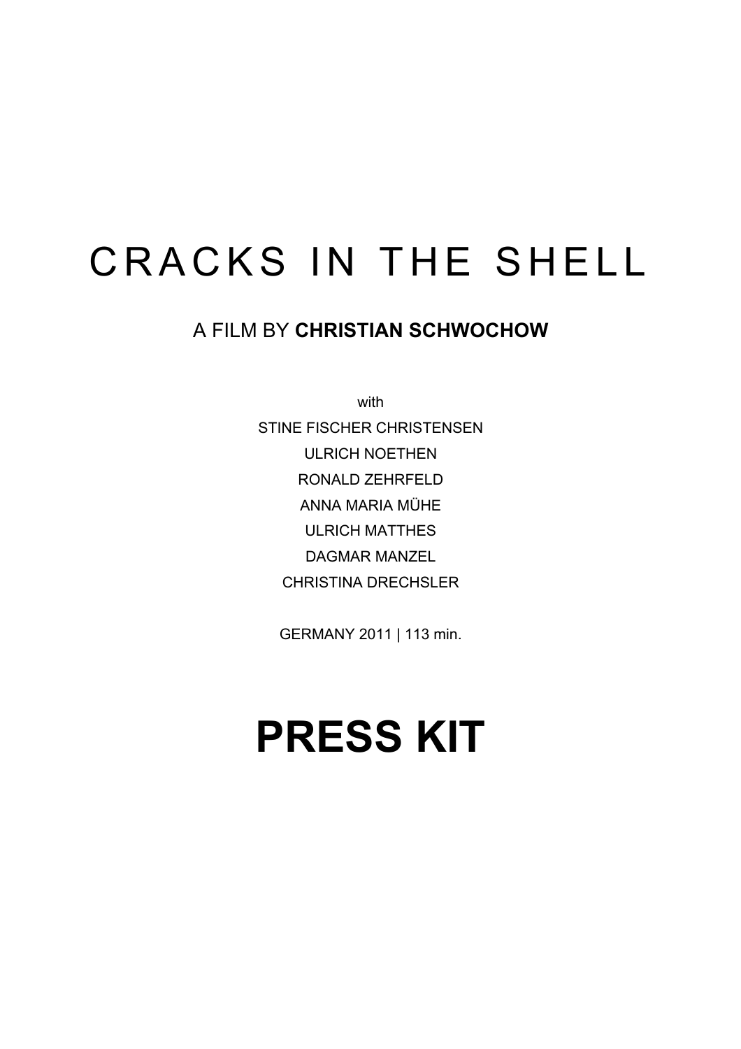# CRACKS IN THE SHELL

A FILM BY **CHRISTIAN SCHWOCHOW**

with

STINE FISCHER CHRISTENSEN

ULRICH NOETHEN

RONALD ZEHRFELD

ANNA MARIA MÜHE

ULRICH MATTHES

DAGMAR MANZEL

CHRISTINA DRECHSLER

GERMANY 2011 | 113 min.

# PRESS KIT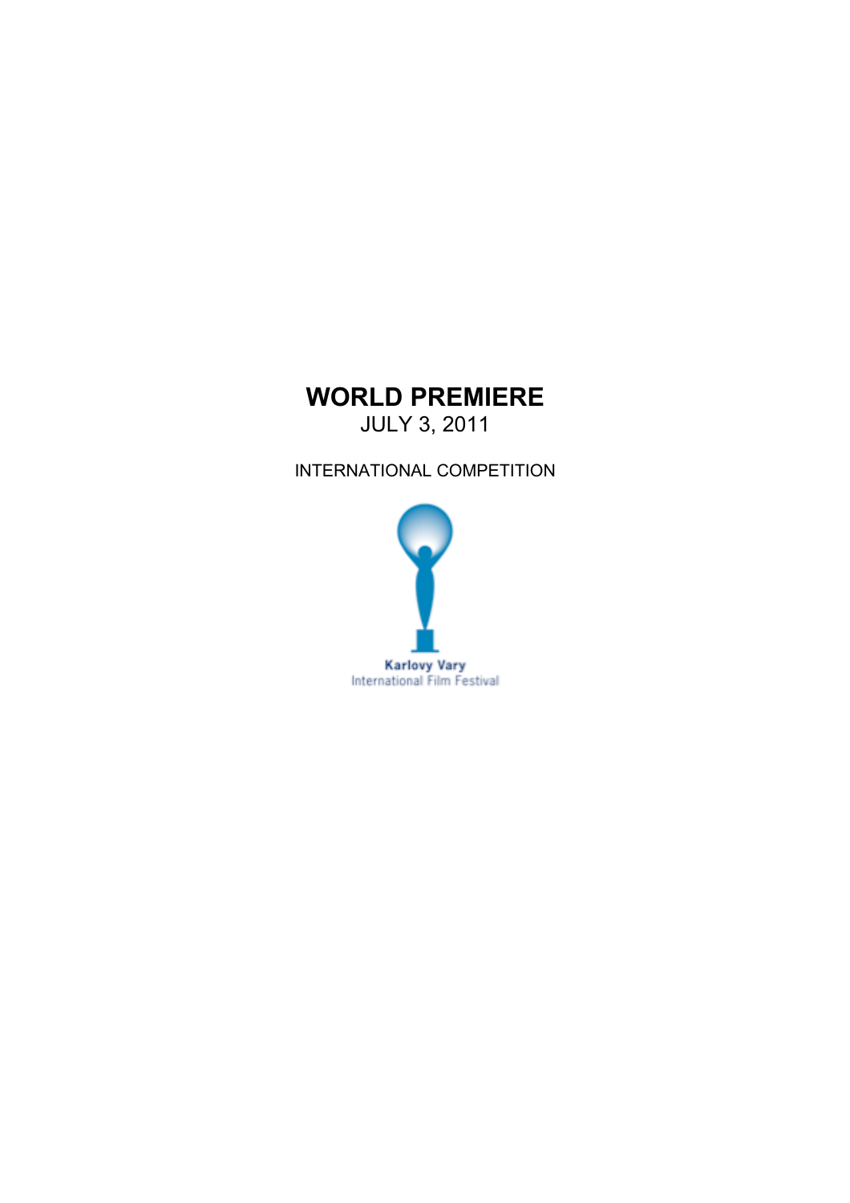# WORLD PREMIERE

JULY 3, 2011

INTERNATIONAL COMPETITION

Karlovy Vary
International Film Festival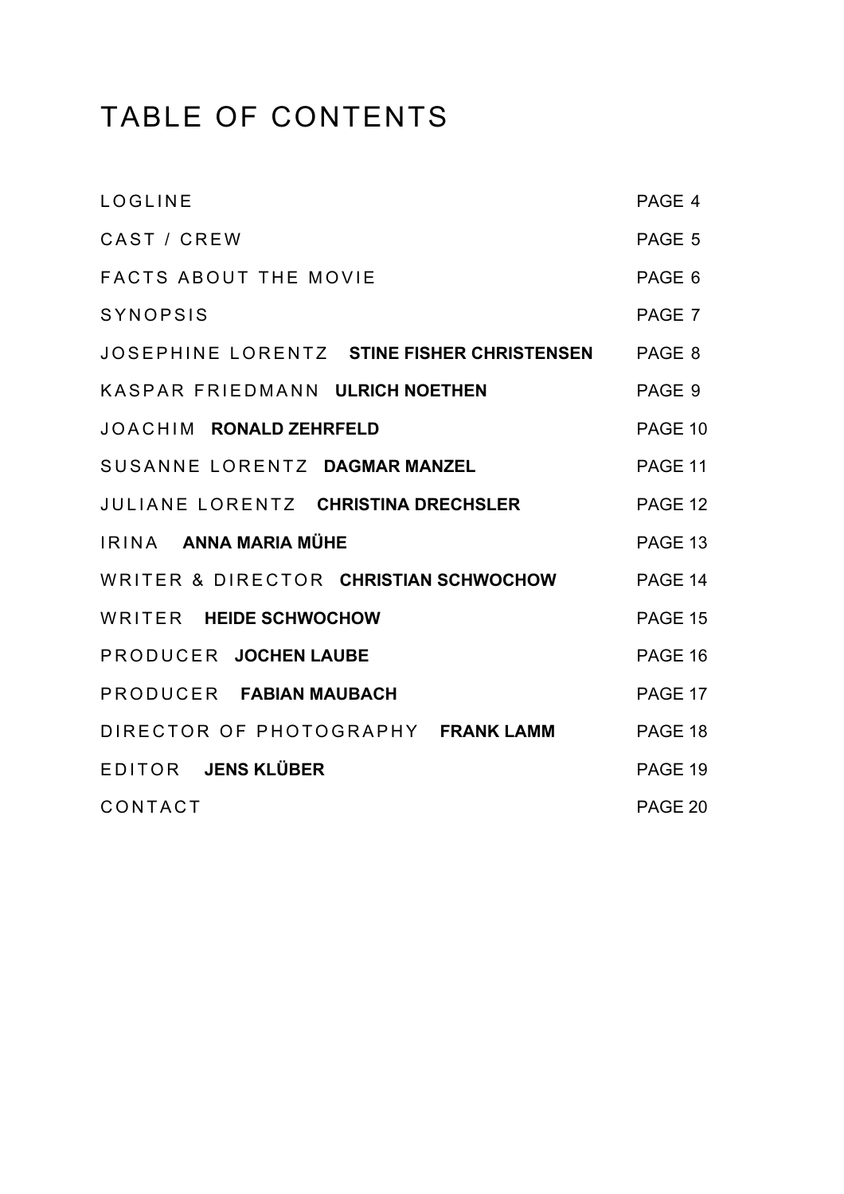# TABLE OF CONTENTS

| | |
|---|---|
| LOGLINE | PAGE 4 |
| CAST / CREW | PAGE 5 |
| FACTS ABOUT THE MOVIE | PAGE 6 |
| SYNOPSIS | PAGE 7 |
| JOSEPHINE LORENTZ **STINE FISHER CHRISTENSEN** | PAGE 8 |
| KASPAR FRIEDMANN **ULRICH NOETHEN** | PAGE 9 |
| JOACHIM **RONALD ZEHRFELD** | PAGE 10 |
| SUSANNE LORENTZ **DAGMAR MANZEL** | PAGE 11 |
| JULIANE LORENTZ **CHRISTINA DRECHSLER** | PAGE 12 |
| IRINA **ANNA MARIA MÜHE** | PAGE 13 |
| WRITER & DIRECTOR **CHRISTIAN SCHWOCHOW** | PAGE 14 |
| WRITER **HEIDE SCHWOCHOW** | PAGE 15 |
| PRODUCER **JOCHEN LAUBE** | PAGE 16 |
| PRODUCER **FABIAN MAUBACH** | PAGE 17 |
| DIRECTOR OF PHOTOGRAPHY **FRANK LAMM** | PAGE 18 |
| EDITOR **JENS KLÜBER** | PAGE 19 |
| CONTACT | PAGE 20 |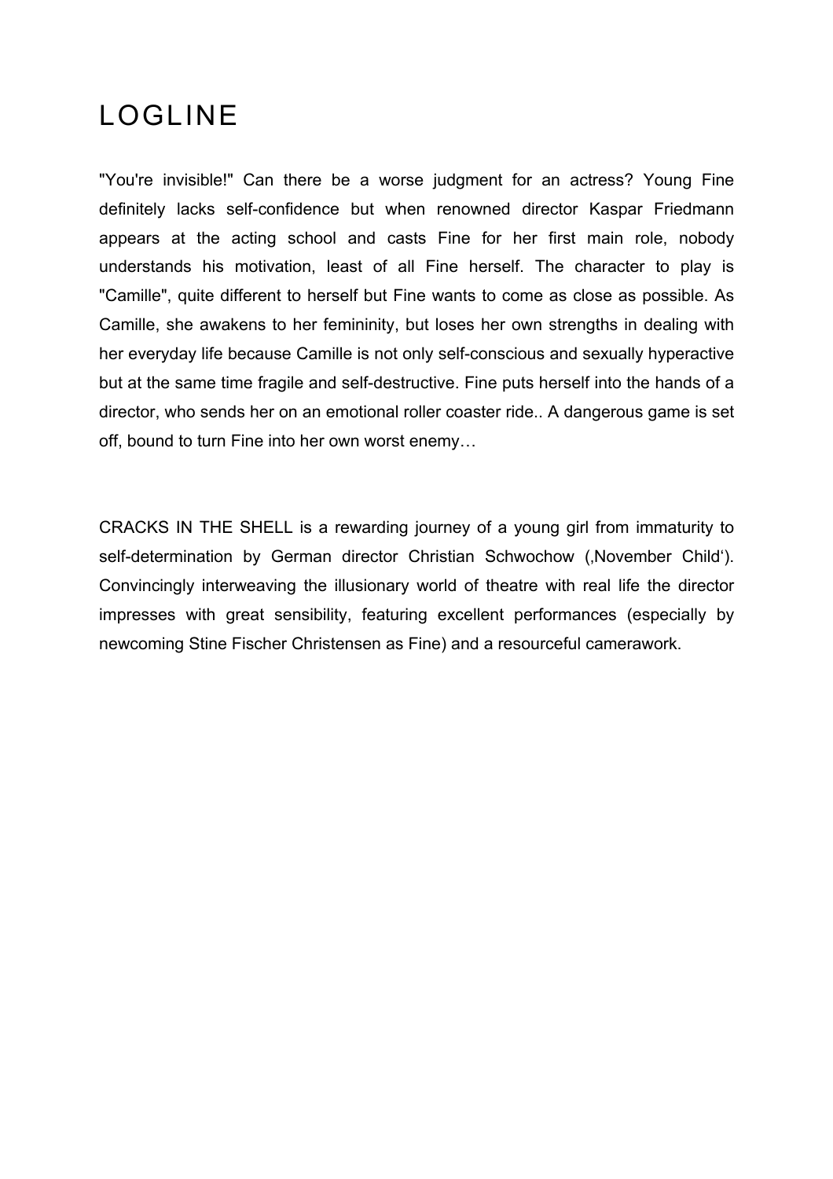# LOGLINE

"You're invisible!" Can there be a worse judgment for an actress? Young Fine definitely lacks self-confidence but when renowned director Kaspar Friedmann appears at the acting school and casts Fine for her first main role, nobody understands his motivation, least of all Fine herself. The character to play is "Camille", quite different to herself but Fine wants to come as close as possible. As Camille, she awakens to her femininity, but loses her own strengths in dealing with her everyday life because Camille is not only self-conscious and sexually hyperactive but at the same time fragile and self-destructive. Fine puts herself into the hands of a director, who sends her on an emotional roller coaster ride.. A dangerous game is set off, bound to turn Fine into her own worst enemy…

CRACKS IN THE SHELL is a rewarding journey of a young girl from immaturity to self-determination by German director Christian Schwochow (‚November Child'). Convincingly interweaving the illusionary world of theatre with real life the director impresses with great sensibility, featuring excellent performances (especially by newcoming Stine Fischer Christensen as Fine) and a resourceful camerawork.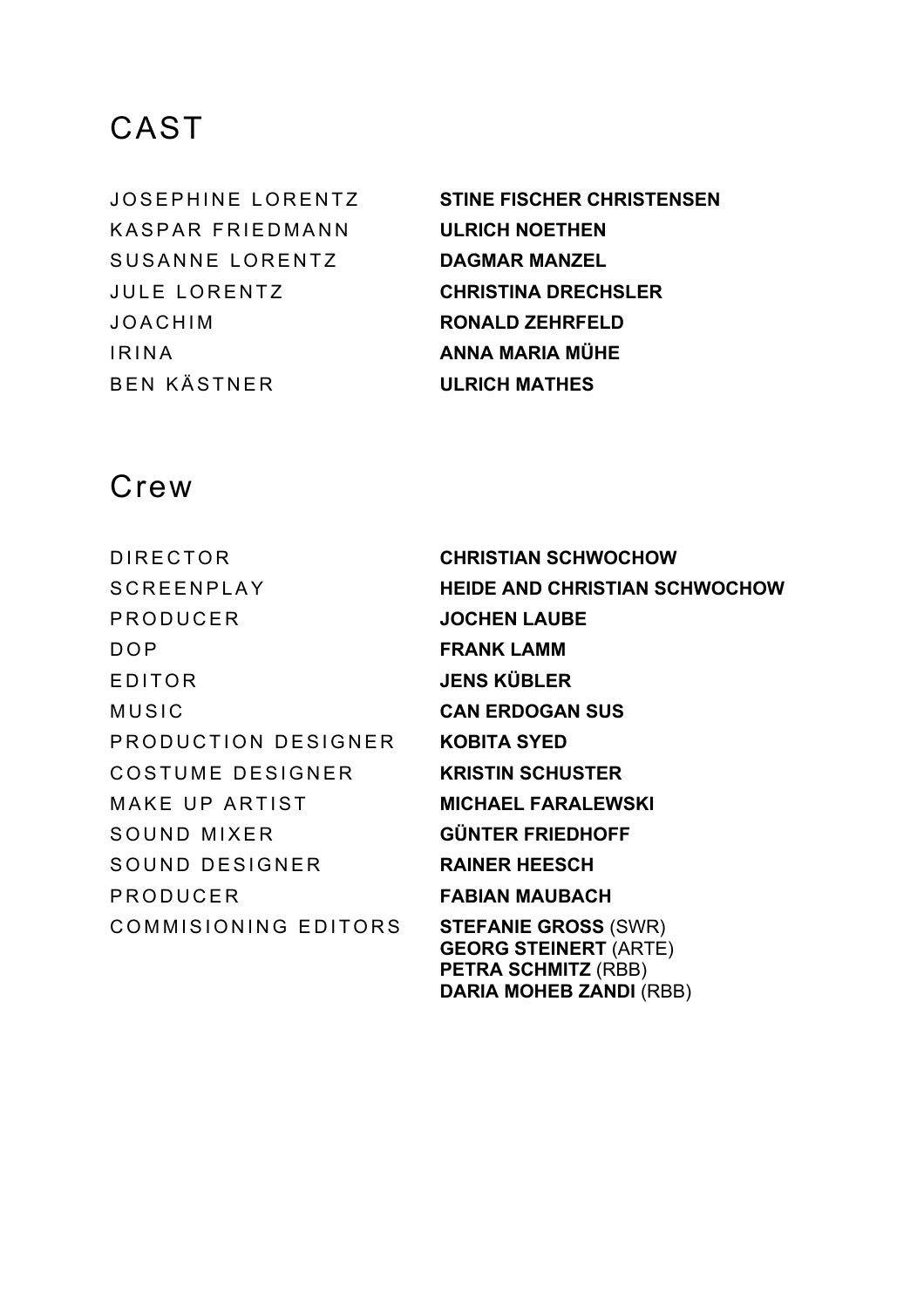# CAST

| | |
|---|---|
| JOSEPHINE LORENTZ | **STINE FISCHER CHRISTENSEN** |
| KASPAR FRIEDMANN | **ULRICH NOETHEN** |
| SUSANNE LORENTZ | **DAGMAR MANZEL** |
| JULE LORENTZ | **CHRISTINA DRECHSLER** |
| JOACHIM | **RONALD ZEHRFELD** |
| IRINA | **ANNA MARIA MÜHE** |
| BEN KÄSTNER | **ULRICH MATHES** |

# Crew

| | |
|---|---|
| DIRECTOR | **CHRISTIAN SCHWOCHOW** |
| SCREENPLAY | **HEIDE AND CHRISTIAN SCHWOCHOW** |
| PRODUCER | **JOCHEN LAUBE** |
| DOP | **FRANK LAMM** |
| EDITOR | **JENS KÜBLER** |
| MUSIC | **CAN ERDOGAN SUS** |
| PRODUCTION DESIGNER | **KOBITA SYED** |
| COSTUME DESIGNER | **KRISTIN SCHUSTER** |
| MAKE UP ARTIST | **MICHAEL FARALEWSKI** |
| SOUND MIXER | **GÜNTER FRIEDHOFF** |
| SOUND DESIGNER | **RAINER HEESCH** |
| PRODUCER | **FABIAN MAUBACH** |
| COMMISIONING EDITORS | **STEFANIE GROSS** (SWR)<br>**GEORG STEINERT** (ARTE)<br>**PETRA SCHMITZ** (RBB)<br>**DARIA MOHEB ZANDI** (RBB) |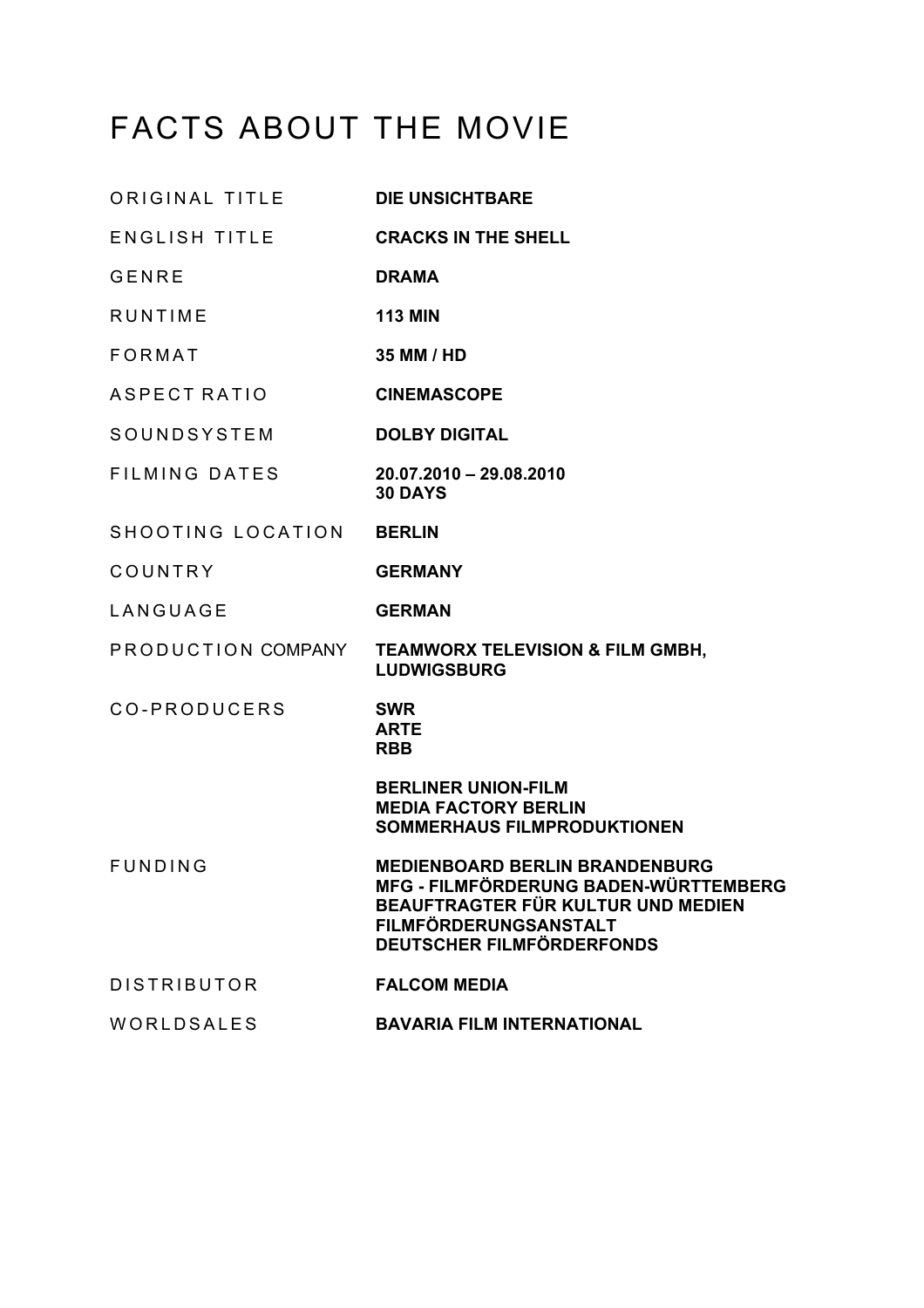# FACTS ABOUT THE MOVIE

| | |
|---|---|
| ORIGINAL TITLE | **DIE UNSICHTBARE** |
| ENGLISH TITLE | **CRACKS IN THE SHELL** |
| GENRE | **DRAMA** |
| RUNTIME | **113 MIN** |
| FORMAT | **35 MM / HD** |
| ASPECT RATIO | **CINEMASCOPE** |
| SOUNDSYSTEM | **DOLBY DIGITAL** |
| FILMING DATES | **20.07.2010 – 29.08.2010**<br>**30 DAYS** |
| SHOOTING LOCATION | **BERLIN** |
| COUNTRY | **GERMANY** |
| LANGUAGE | **GERMAN** |
| PRODUCTION COMPANY | **TEAMWORX TELEVISION & FILM GMBH, LUDWIGSBURG** |
| CO-PRODUCERS | **SWR**<br>**ARTE**<br>**RBB**<br><br>**BERLINER UNION-FILM**<br>**MEDIA FACTORY BERLIN**<br>**SOMMERHAUS FILMPRODUKTIONEN** |
| FUNDING | **MEDIENBOARD BERLIN BRANDENBURG**<br>**MFG - FILMFÖRDERUNG BADEN-WÜRTTEMBERG**<br>**BEAUFTRAGTER FÜR KULTUR UND MEDIEN**<br>**FILMFÖRDERUNGSANSTALT**<br>**DEUTSCHER FILMFÖRDERFONDS** |
| DISTRIBUTOR | **FALCOM MEDIA** |
| WORLDSALES | **BAVARIA FILM INTERNATIONAL** |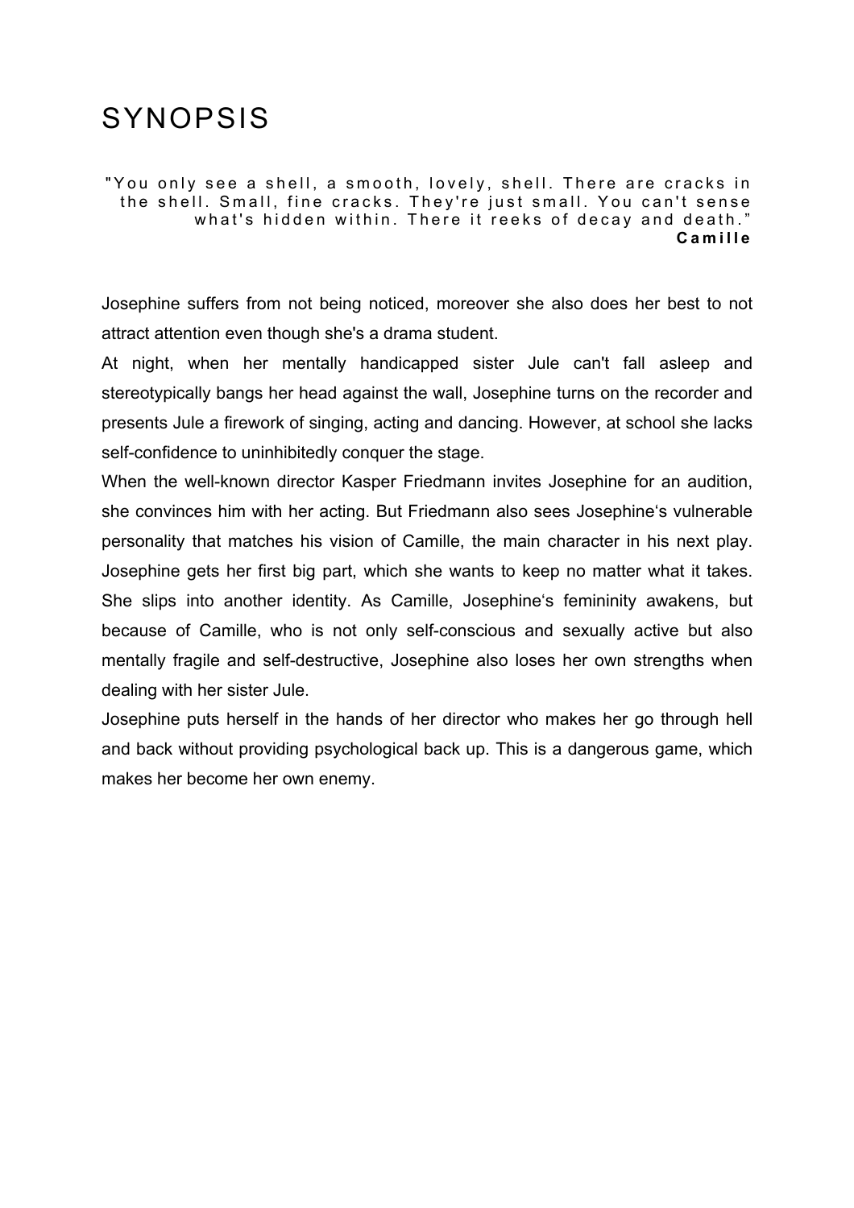# SYNOPSIS

> "You only see a shell, a smooth, lovely, shell. There are cracks in the shell. Small, fine cracks. They're just small. You can't sense what's hidden within. There it reeks of decay and death."
> **Camille**

Josephine suffers from not being noticed, moreover she also does her best to not attract attention even though she's a drama student.

At night, when her mentally handicapped sister Jule can't fall asleep and stereotypically bangs her head against the wall, Josephine turns on the recorder and presents Jule a firework of singing, acting and dancing. However, at school she lacks self-confidence to uninhibitedly conquer the stage.

When the well-known director Kasper Friedmann invites Josephine for an audition, she convinces him with her acting. But Friedmann also sees Josephine's vulnerable personality that matches his vision of Camille, the main character in his next play. Josephine gets her first big part, which she wants to keep no matter what it takes. She slips into another identity. As Camille, Josephine's femininity awakens, but because of Camille, who is not only self-conscious and sexually active but also mentally fragile and self-destructive, Josephine also loses her own strengths when dealing with her sister Jule.

Josephine puts herself in the hands of her director who makes her go through hell and back without providing psychological back up. This is a dangerous game, which makes her become her own enemy.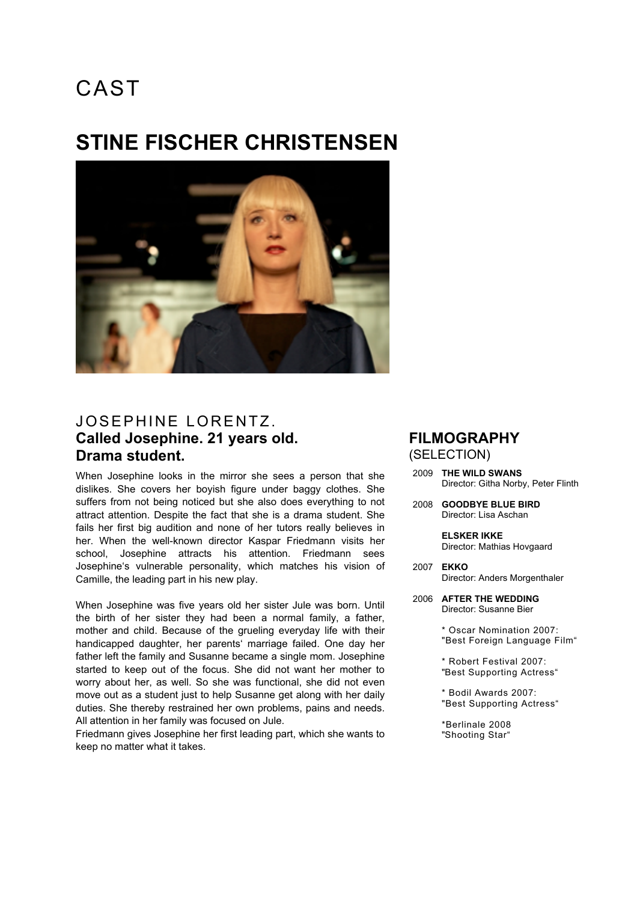# CAST

## STINE FISCHER CHRISTENSEN

### JOSEPHINE LORENTZ.

**Called Josephine. 21 years old. Drama student.**

When Josephine looks in the mirror she sees a person that she dislikes. She covers her boyish figure under baggy clothes. She suffers from not being noticed but she also does everything to not attract attention. Despite the fact that she is a drama student. She fails her first big audition and none of her tutors really believes in her. When the well-known director Kaspar Friedmann visits her school, Josephine attracts his attention. Friedmann sees Josephine's vulnerable personality, which matches his vision of Camille, the leading part in his new play.

When Josephine was five years old her sister Jule was born. Until the birth of her sister they had been a normal family, a father, mother and child. Because of the grueling everyday life with their handicapped daughter, her parents' marriage failed. One day her father left the family and Susanne became a single mom. Josephine started to keep out of the focus. She did not want her mother to worry about her, as well. So she was functional, she did not even move out as a student just to help Susanne get along with her daily duties. She thereby restrained her own problems, pains and needs. All attention in her family was focused on Jule.
Friedmann gives Josephine her first leading part, which she wants to keep no matter what it takes.

### FILMOGRAPHY
(SELECTION)

2009 **THE WILD SWANS**
Director: Githa Norby, Peter Flinth

2008 **GOODBYE BLUE BIRD**
Director: Lisa Aschan

**ELSKER IKKE**
Director: Mathias Hovgaard

2007 **EKKO**
Director: Anders Morgenthaler

2006 **AFTER THE WEDDING**
Director: Susanne Bier

* Oscar Nomination 2007: "Best Foreign Language Film"

* Robert Festival 2007: "Best Supporting Actress"

* Bodil Awards 2007: "Best Supporting Actress"

*Berlinale 2008 "Shooting Star"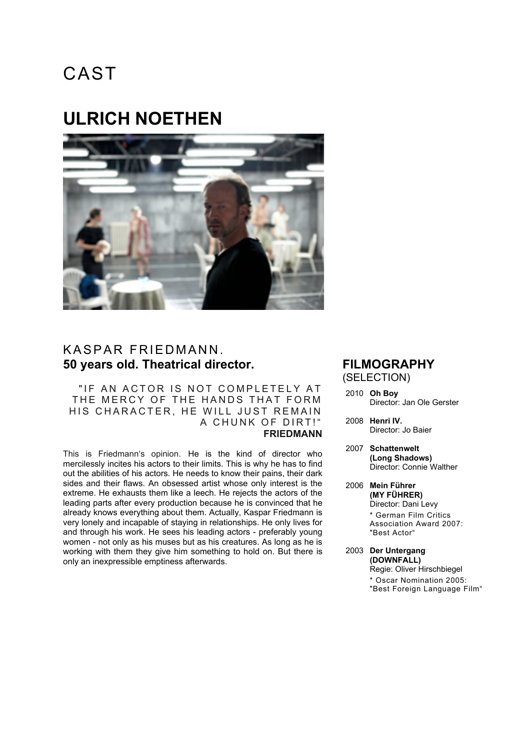# CAST

## ULRICH NOETHEN

### KASPAR FRIEDMANN.
**50 years old. Theatrical director.**

"IF AN ACTOR IS NOT COMPLETELY AT THE MERCY OF THE HANDS THAT FORM HIS CHARACTER, HE WILL JUST REMAIN A CHUNK OF DIRT!"
**FRIEDMANN**

This is Friedmann's opinion. He is the kind of director who mercilessly incites his actors to their limits. This is why he has to find out the abilities of his actors. He needs to know their pains, their dark sides and their flaws. An obsessed artist whose only interest is the extreme. He exhausts them like a leech. He rejects the actors of the leading parts after every production because he is convinced that he already knows everything about them. Actually, Kaspar Friedmann is very lonely and incapable of staying in relationships. He only lives for and through his work. He sees his leading actors - preferably young women - not only as his muses but as his creatures. As long as he is working with them they give him something to hold on. But there is only an inexpressible emptiness afterwards.

## FILMOGRAPHY
(SELECTION)

2010 **Oh Boy**
Director: Jan Ole Gerster

2008 **Henri IV.**
Director: Jo Baier

2007 **Schattenwelt (Long Shadows)**
Director: Connie Walther

2006 **Mein Führer (MY FÜHRER)**
Director: Dani Levy
* German Film Critics Association Award 2007: "Best Actor"

2003 **Der Untergang (DOWNFALL)**
Regie: Oliver Hirschbiegel
* Oscar Nomination 2005: "Best Foreign Language Film"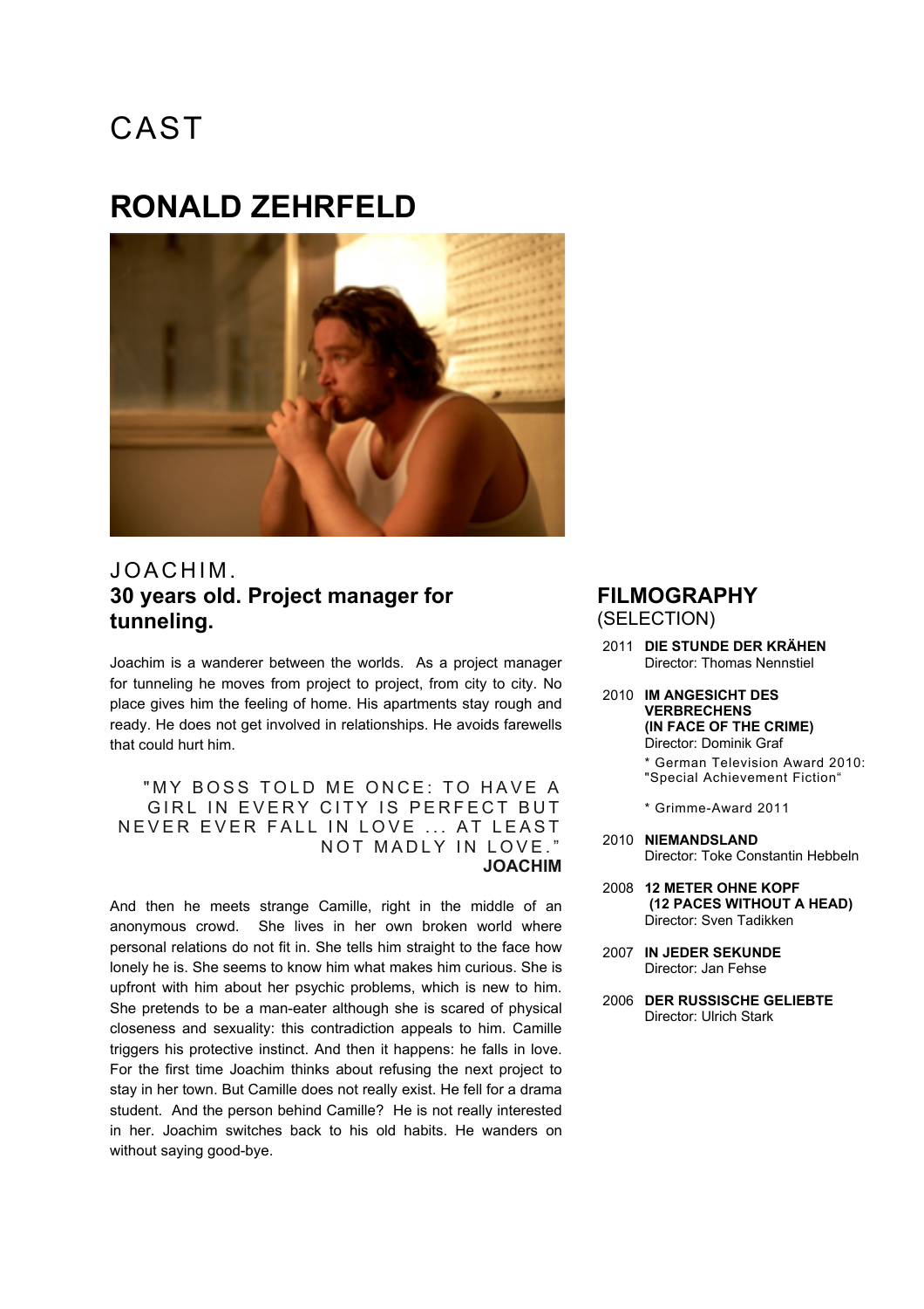# CAST

## RONALD ZEHRFELD

JOACHIM.

**30 years old. Project manager for tunneling.**

Joachim is a wanderer between the worlds. As a project manager for tunneling he moves from project to project, from city to city. No place gives him the feeling of home. His apartments stay rough and ready. He does not get involved in relationships. He avoids farewells that could hurt him.

"MY BOSS TOLD ME ONCE: TO HAVE A GIRL IN EVERY CITY IS PERFECT BUT NEVER EVER FALL IN LOVE ... AT LEAST NOT MADLY IN LOVE."
**JOACHIM**

And then he meets strange Camille, right in the middle of an anonymous crowd. She lives in her own broken world where personal relations do not fit in. She tells him straight to the face how lonely he is. She seems to know him what makes him curious. She is upfront with him about her psychic problems, which is new to him. She pretends to be a man-eater although she is scared of physical closeness and sexuality: this contradiction appeals to him. Camille triggers his protective instinct. And then it happens: he falls in love. For the first time Joachim thinks about refusing the next project to stay in her town. But Camille does not really exist. He fell for a drama student. And the person behind Camille? He is not really interested in her. Joachim switches back to his old habits. He wanders on without saying good-bye.

### FILMOGRAPHY
(SELECTION)

2011 **DIE STUNDE DER KRÄHEN**
Director: Thomas Nennstiel

2010 **IM ANGESICHT DES VERBRECHENS (IN FACE OF THE CRIME)**
Director: Dominik Graf
* German Television Award 2010: "Special Achievement Fiction"
* Grimme-Award 2011

2010 **NIEMANDSLAND**
Director: Toke Constantin Hebbeln

2008 **12 METER OHNE KOPF (12 PACES WITHOUT A HEAD)**
Director: Sven Tadikken

2007 **IN JEDER SEKUNDE**
Director: Jan Fehse

2006 **DER RUSSISCHE GELIEBTE**
Director: Ulrich Stark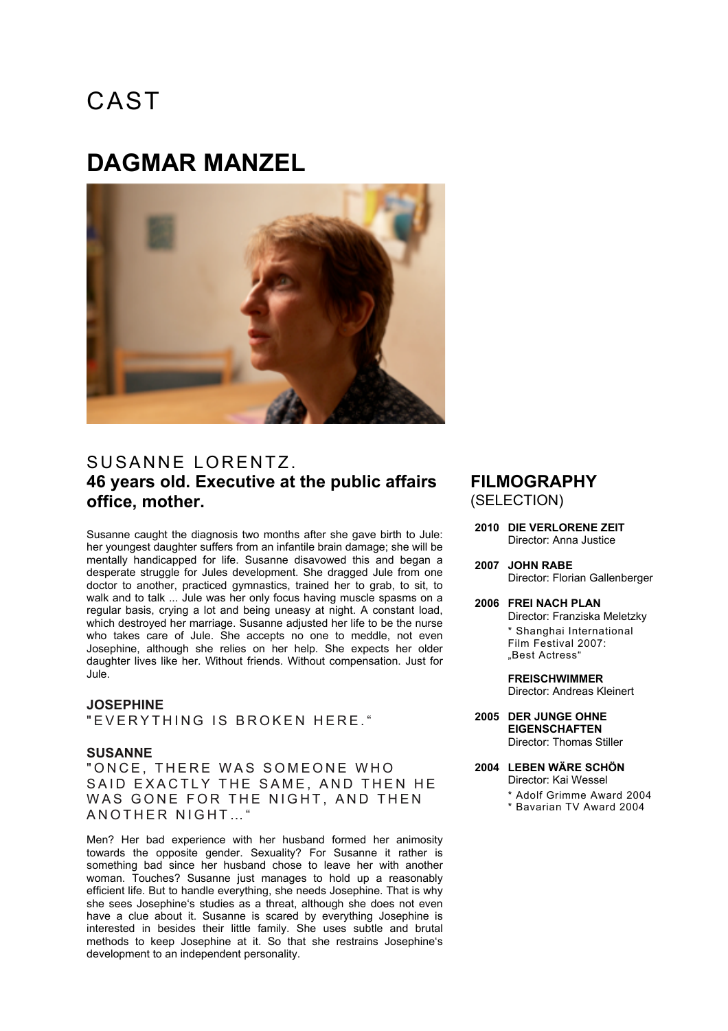# CAST

## DAGMAR MANZEL

### SUSANNE LORENTZ.

**46 years old. Executive at the public affairs office, mother.**

Susanne caught the diagnosis two months after she gave birth to Jule: her youngest daughter suffers from an infantile brain damage; she will be mentally handicapped for life. Susanne disavowed this and began a desperate struggle for Jules development. She dragged Jule from one doctor to another, practiced gymnastics, trained her to grab, to sit, to walk and to talk ... Jule was her only focus having muscle spasms on a regular basis, crying a lot and being uneasy at night. A constant load, which destroyed her marriage. Susanne adjusted her life to be the nurse who takes care of Jule. She accepts no one to meddle, not even Josephine, although she relies on her help. She expects her older daughter lives like her. Without friends. Without compensation. Just for Jule.

**JOSEPHINE**

"EVERYTHING IS BROKEN HERE."

**SUSANNE**

"ONCE, THERE WAS SOMEONE WHO SAID EXACTLY THE SAME, AND THEN HE WAS GONE FOR THE NIGHT, AND THEN ANOTHER NIGHT…"

Men? Her bad experience with her husband formed her animosity towards the opposite gender. Sexuality? For Susanne it rather is something bad since her husband chose to leave her with another woman. Touches? Susanne just manages to hold up a reasonably efficient life. But to handle everything, she needs Josephine. That is why she sees Josephine's studies as a threat, although she does not even have a clue about it. Susanne is scared by everything Josephine is interested in besides their little family. She uses subtle and brutal methods to keep Josephine at it. So that she restrains Josephine's development to an independent personality.

### FILMOGRAPHY
(SELECTION)

**2010 DIE VERLORENE ZEIT**
Director: Anna Justice

**2007 JOHN RABE**
Director: Florian Gallenberger

**2006 FREI NACH PLAN**
Director: Franziska Meletzky
* Shanghai International Film Festival 2007: „Best Actress"

**FREISCHWIMMER**
Director: Andreas Kleinert

**2005 DER JUNGE OHNE EIGENSCHAFTEN**
Director: Thomas Stiller

**2004 LEBEN WÄRE SCHÖN**
Director: Kai Wessel
* Adolf Grimme Award 2004
* Bavarian TV Award 2004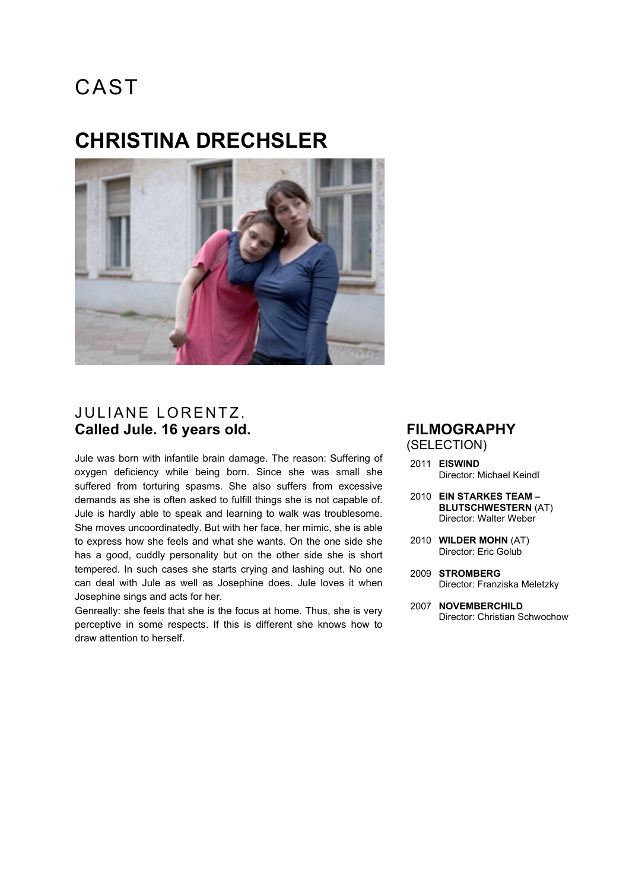# CAST

## CHRISTINA DRECHSLER

### JULIANE LORENTZ.
**Called Jule. 16 years old.**

Jule was born with infantile brain damage. The reason: Suffering of oxygen deficiency while being born. Since she was small she suffered from torturing spasms. She also suffers from excessive demands as she is often asked to fulfill things she is not capable of. Jule is hardly able to speak and learning to walk was troublesome. She moves uncoordinatedly. But with her face, her mimic, she is able to express how she feels and what she wants. On the one side she has a good, cuddly personality but on the other side she is short tempered. In such cases she starts crying and lashing out. No one can deal with Jule as well as Josephine does. Jule loves it when Josephine sings and acts for her.
Genreally: she feels that she is the focus at home. Thus, she is very perceptive in some respects. If this is different she knows how to draw attention to herself.

### FILMOGRAPHY
(SELECTION)

2011 **EISWIND**
Director: Michael Keindl

2010 **EIN STARKES TEAM – BLUTSCHWESTERN** (AT)
Director: Walter Weber

2010 **WILDER MOHN** (AT)
Director: Eric Golub

2009 **STROMBERG**
Director: Franziska Meletzky

2007 **NOVEMBERCHILD**
Director: Christian Schwochow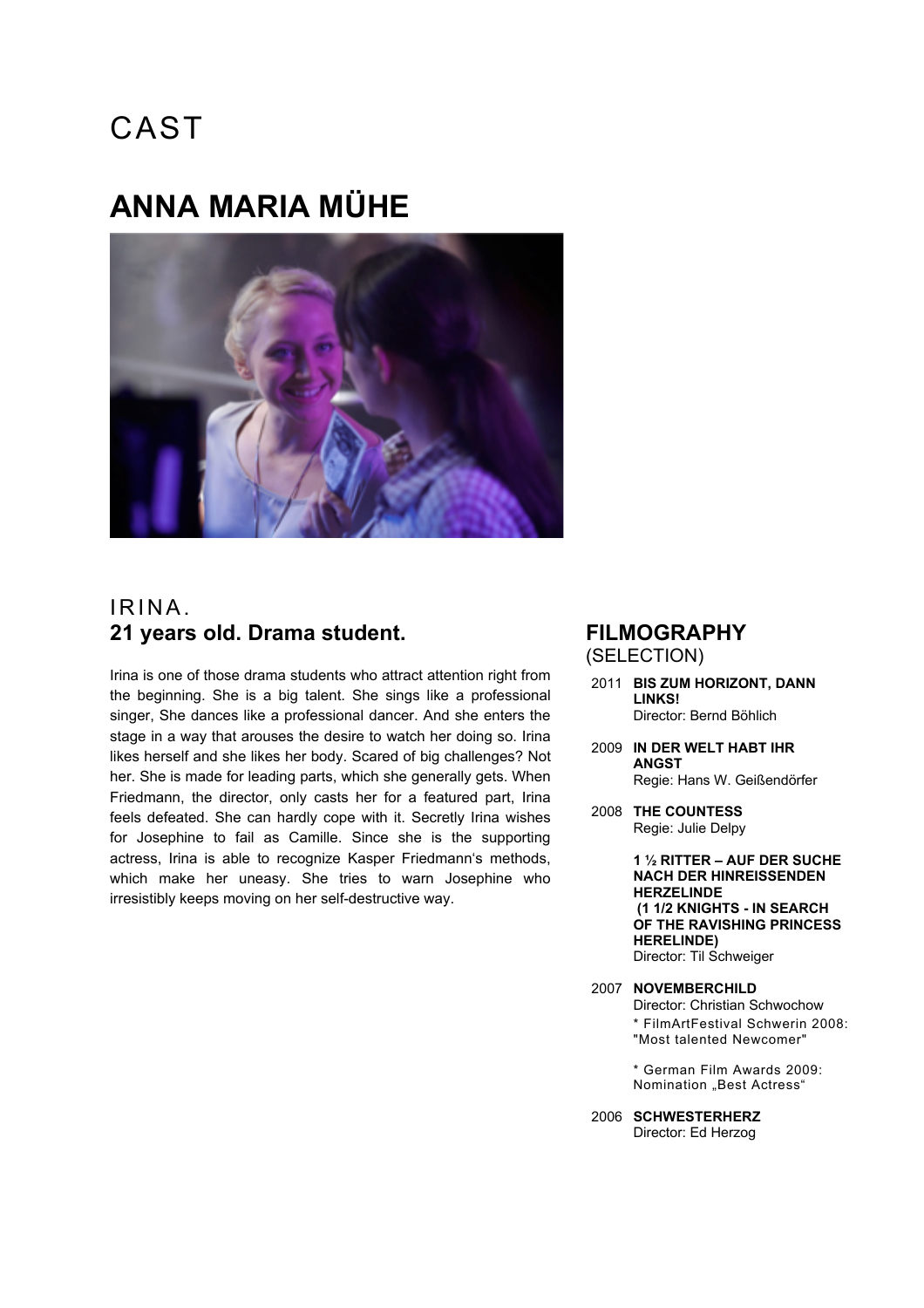# CAST

## ANNA MARIA MÜHE

### IRINA.
### 21 years old. Drama student.

Irina is one of those drama students who attract attention right from the beginning. She is a big talent. She sings like a professional singer, She dances like a professional dancer. And she enters the stage in a way that arouses the desire to watch her doing so. Irina likes herself and she likes her body. Scared of big challenges? Not her. She is made for leading parts, which she generally gets. When Friedmann, the director, only casts her for a featured part, Irina feels defeated. She can hardly cope with it. Secretly Irina wishes for Josephine to fail as Camille. Since she is the supporting actress, Irina is able to recognize Kasper Friedmann's methods, which make her uneasy. She tries to warn Josephine who irresistibly keeps moving on her self-destructive way.

## FILMOGRAPHY
(SELECTION)

2011 **BIS ZUM HORIZONT, DANN LINKS!**
Director: Bernd Böhlich

2009 **IN DER WELT HABT IHR ANGST**
Regie: Hans W. Geißendörfer

2008 **THE COUNTESS**
Regie: Julie Delpy

**1 ½ RITTER – AUF DER SUCHE NACH DER HINREISSENDEN HERZELINDE (1 1/2 KNIGHTS - IN SEARCH OF THE RAVISHING PRINCESS HERELINDE)**
Director: Til Schweiger

2007 **NOVEMBERCHILD**
Director: Christian Schwochow
* FilmArtFestival Schwerin 2008: "Most talented Newcomer"

* German Film Awards 2009: Nomination „Best Actress"

2006 **SCHWESTERHERZ**
Director: Ed Herzog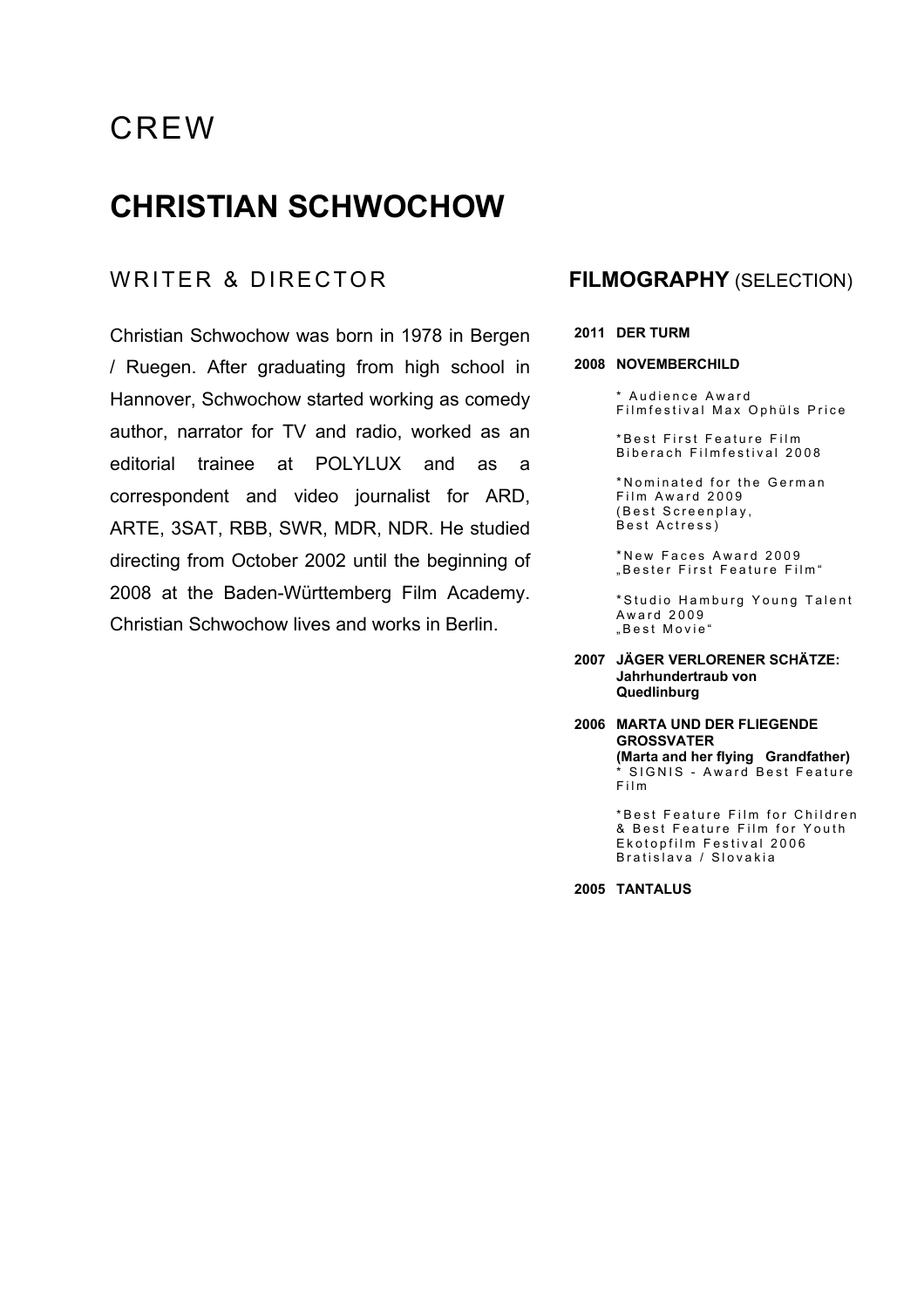# CREW

## CHRISTIAN SCHWOCHOW

### WRITER & DIRECTOR

Christian Schwochow was born in 1978 in Bergen / Ruegen. After graduating from high school in Hannover, Schwochow started working as comedy author, narrator for TV and radio, worked as an editorial trainee at POLYLUX and as a correspondent and video journalist for ARD, ARTE, 3SAT, RBB, SWR, MDR, NDR. He studied directing from October 2002 until the beginning of 2008 at the Baden-Württemberg Film Academy. Christian Schwochow lives and works in Berlin.

### FILMOGRAPHY (SELECTION)

**2011 DER TURM**

**2008 NOVEMBERCHILD**

* Audience Award Filmfestival Max Ophüls Price

*Best First Feature Film Biberach Filmfestival 2008

*Nominated for the German Film Award 2009 (Best Screenplay, Best Actress)

*New Faces Award 2009 „Bester First Feature Film"

*Studio Hamburg Young Talent Award 2009 „Best Movie"

**2007 JÄGER VERLORENER SCHÄTZE: Jahrhundertraub von Quedlinburg**

**2006 MARTA UND DER FLIEGENDE GROSSVATER (Marta and her flying Grandfather)**

* SIGNIS - Award Best Feature Film

*Best Feature Film for Children & Best Feature Film for Youth Ekotopfilm Festival 2006 Bratislava / Slovakia

**2005 TANTALUS**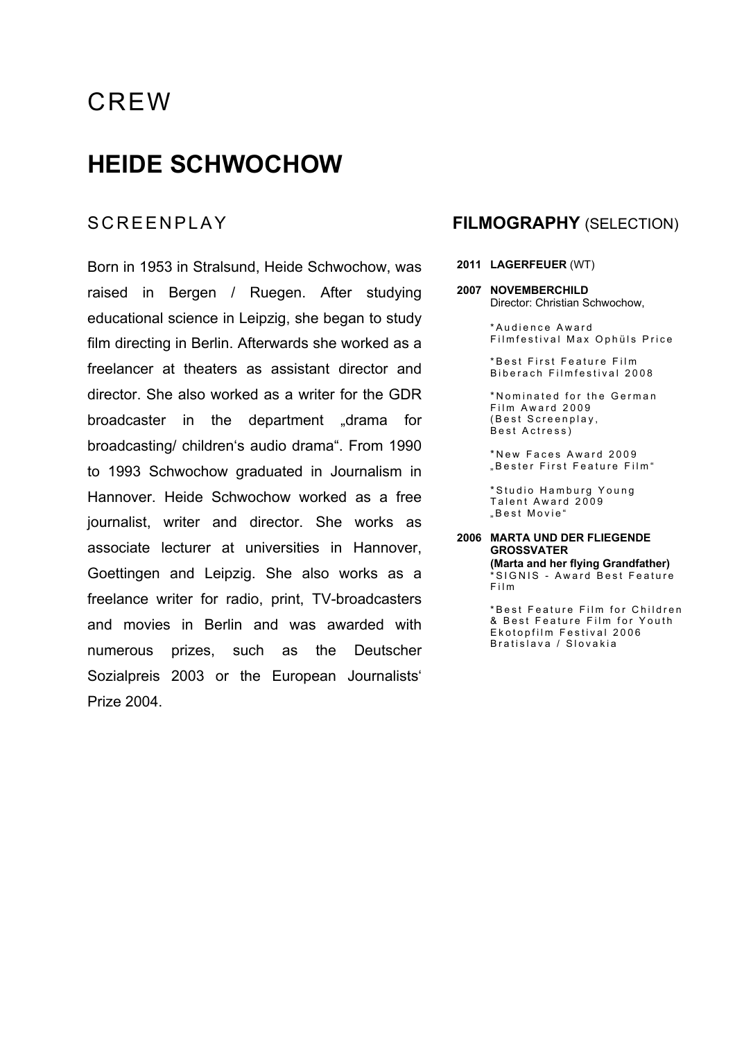# CREW

# HEIDE SCHWOCHOW

## SCREENPLAY

Born in 1953 in Stralsund, Heide Schwochow, was raised in Bergen / Ruegen. After studying educational science in Leipzig, she began to study film directing in Berlin. Afterwards she worked as a freelancer at theaters as assistant director and director. She also worked as a writer for the GDR broadcaster in the department „drama for broadcasting/ children's audio drama". From 1990 to 1993 Schwochow graduated in Journalism in Hannover. Heide Schwochow worked as a free journalist, writer and director. She works as associate lecturer at universities in Hannover, Goettingen and Leipzig. She also works as a freelance writer for radio, print, TV-broadcasters and movies in Berlin and was awarded with numerous prizes, such as the Deutscher Sozialpreis 2003 or the European Journalists' Prize 2004.

## FILMOGRAPHY (SELECTION)

**2011 LAGERFEUER** (WT)

**2007 NOVEMBERCHILD**
Director: Christian Schwochow,

*Audience Award
Filmfestival Max Ophüls Price

*Best First Feature Film
Biberach Filmfestival 2008

*Nominated for the German Film Award 2009
(Best Screenplay,
Best Actress)

*New Faces Award 2009
„Bester First Feature Film"

*Studio Hamburg Young Talent Award 2009
„Best Movie"

**2006 MARTA UND DER FLIEGENDE GROSSVATER**
**(Marta and her flying Grandfather)**
*SIGNIS - Award Best Feature Film

*Best Feature Film for Children & Best Feature Film for Youth
Ekotopfilm Festival 2006
Bratislava / Slovakia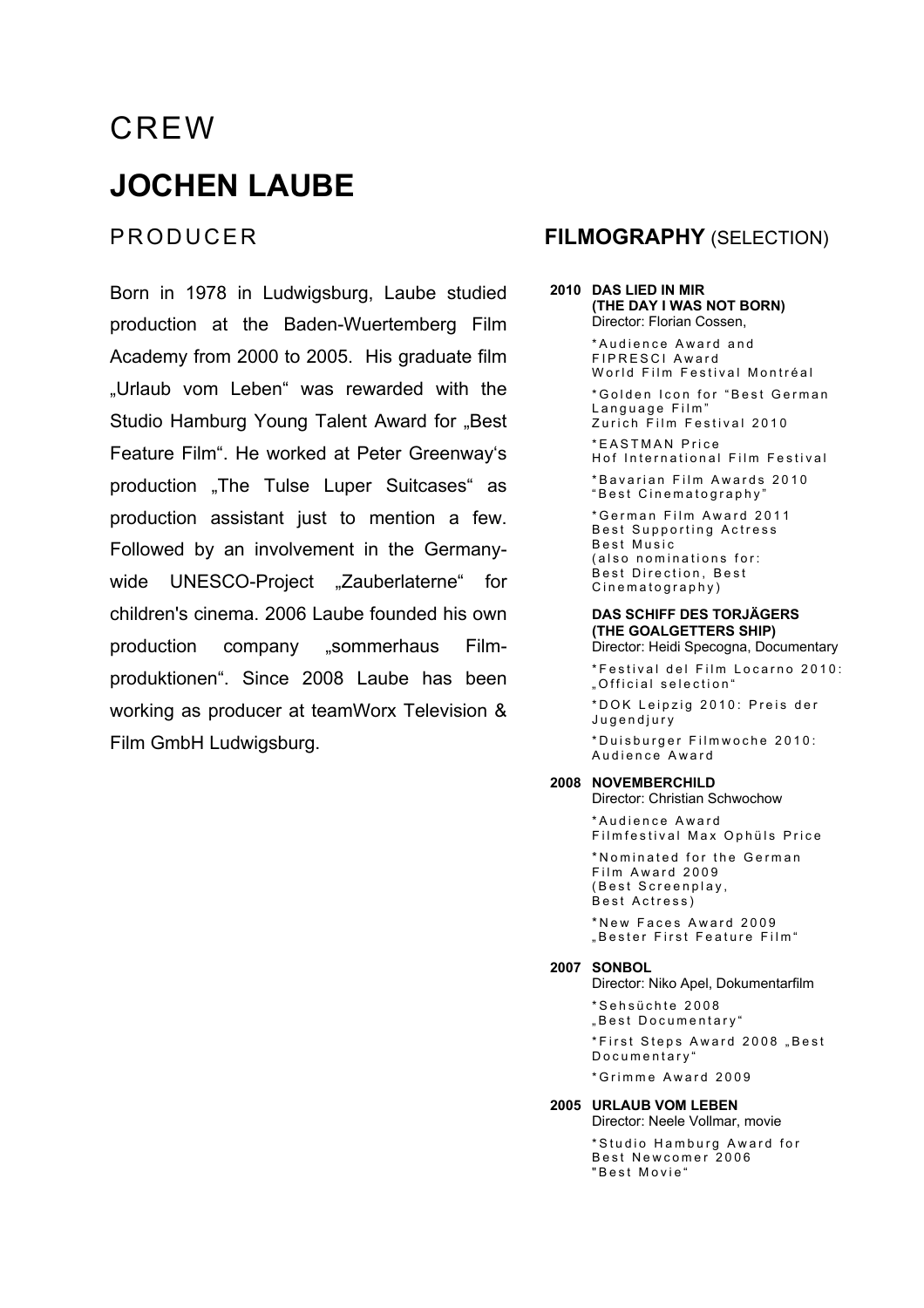# CREW

# JOCHEN LAUBE

## PRODUCER

Born in 1978 in Ludwigsburg, Laube studied production at the Baden-Wuertemberg Film Academy from 2000 to 2005. His graduate film „Urlaub vom Leben" was rewarded with the Studio Hamburg Young Talent Award for „Best Feature Film". He worked at Peter Greenway's production „The Tulse Luper Suitcases" as production assistant just to mention a few. Followed by an involvement in the Germany-wide UNESCO-Project „Zauberlaterne" for children's cinema. 2006 Laube founded his own production company „sommerhaus Film-produktionen". Since 2008 Laube has been working as producer at teamWorx Television & Film GmbH Ludwigsburg.

## FILMOGRAPHY (SELECTION)

**2010 DAS LIED IN MIR (THE DAY I WAS NOT BORN)**
Director: Florian Cossen,

*Audience Award and FIPRESCI Award World Film Festival Montréal

*Golden Icon for "Best German Language Film" Zurich Film Festival 2010

*EASTMAN Price Hof International Film Festival

*Bavarian Film Awards 2010 "Best Cinematography"

*German Film Award 2011 Best Supporting Actress Best Music (also nominations for: Best Direction, Best Cinematography)

**DAS SCHIFF DES TORJÄGERS (THE GOALGETTERS SHIP)**
Director: Heidi Specogna, Documentary

*Festival del Film Locarno 2010: „Official selection"

*DOK Leipzig 2010: Preis der Jugendjury

*Duisburger Filmwoche 2010: Audience Award

**2008 NOVEMBERCHILD**
Director: Christian Schwochow

*Audience Award Filmfestival Max Ophüls Price

*Nominated for the German Film Award 2009 (Best Screenplay, Best Actress)

*New Faces Award 2009 „Bester First Feature Film"

**2007 SONBOL**
Director: Niko Apel, Dokumentarfilm

*Sehsüchte 2008 „Best Documentary"

*First Steps Award 2008 „Best Documentary"

*Grimme Award 2009

**2005 URLAUB VOM LEBEN**
Director: Neele Vollmar, movie

*Studio Hamburg Award for Best Newcomer 2006 "Best Movie"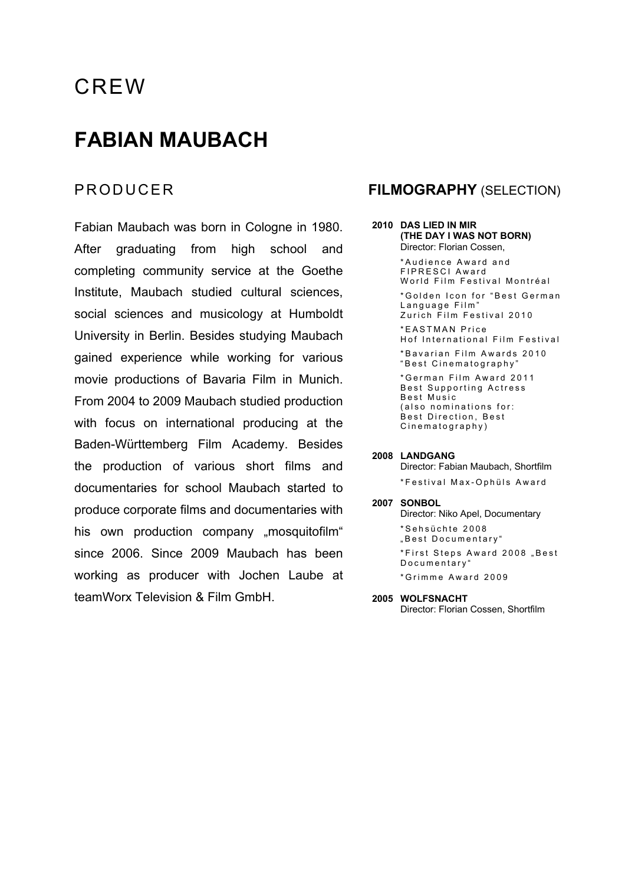# CREW

## FABIAN MAUBACH

### PRODUCER

Fabian Maubach was born in Cologne in 1980. After graduating from high school and completing community service at the Goethe Institute, Maubach studied cultural sciences, social sciences and musicology at Humboldt University in Berlin. Besides studying Maubach gained experience while working for various movie productions of Bavaria Film in Munich. From 2004 to 2009 Maubach studied production with focus on international producing at the Baden-Württemberg Film Academy. Besides the production of various short films and documentaries for school Maubach started to produce corporate films and documentaries with his own production company „mosquitofilm" since 2006. Since 2009 Maubach has been working as producer with Jochen Laube at teamWorx Television & Film GmbH.

### FILMOGRAPHY (SELECTION)

**2010 DAS LIED IN MIR (THE DAY I WAS NOT BORN)**
Director: Florian Cossen,

*Audience Award and FIPRESCI Award World Film Festival Montréal

*Golden Icon for "Best German Language Film" Zurich Film Festival 2010

*EASTMAN Price Hof International Film Festival

*Bavarian Film Awards 2010 "Best Cinematography"

*German Film Award 2011 Best Supporting Actress Best Music (also nominations for: Best Direction, Best Cinematography)

**2008 LANDGANG**
Director: Fabian Maubach, Shortfilm

*Festival Max-Ophüls Award

**2007 SONBOL**
Director: Niko Apel, Documentary

*Sehsüchte 2008 „Best Documentary"

*First Steps Award 2008 „Best Documentary"

*Grimme Award 2009

**2005 WOLFSNACHT**
Director: Florian Cossen, Shortfilm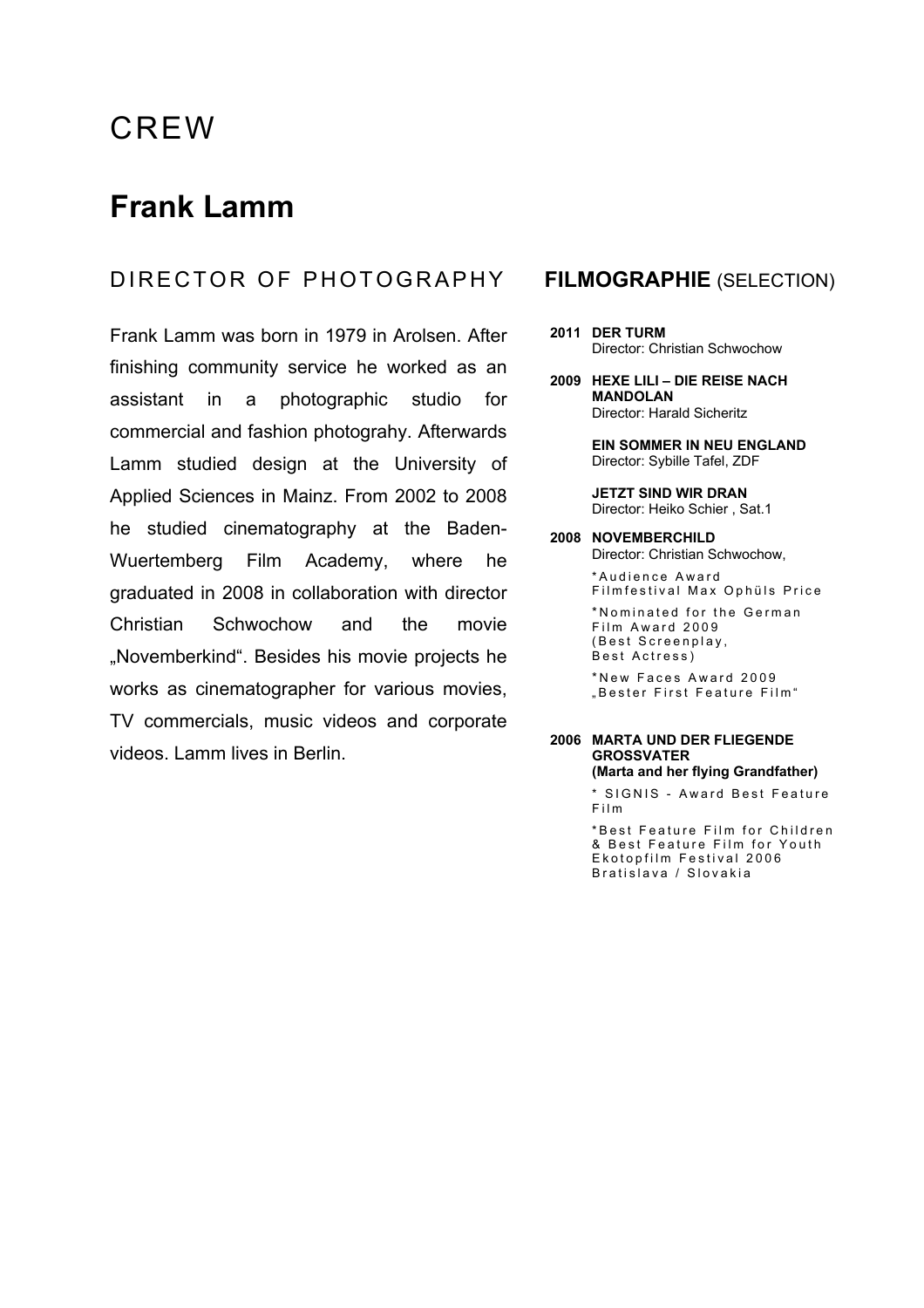# CREW

## Frank Lamm

### DIRECTOR OF PHOTOGRAPHY

Frank Lamm was born in 1979 in Arolsen. After finishing community service he worked as an assistant in a photographic studio for commercial and fashion photograhy. Afterwards Lamm studied design at the University of Applied Sciences in Mainz. From 2002 to 2008 he studied cinematography at the Baden-Wuertemberg Film Academy, where he graduated in 2008 in collaboration with director Christian Schwochow and the movie „Novemberkind". Besides his movie projects he works as cinematographer for various movies, TV commercials, music videos and corporate videos. Lamm lives in Berlin.

### **FILMOGRAPHIE** (SELECTION)

**2011 DER TURM**
Director: Christian Schwochow

**2009 HEXE LILI – DIE REISE NACH MANDOLAN**
Director: Harald Sicheritz

**EIN SOMMER IN NEU ENGLAND**
Director: Sybille Tafel, ZDF

**JETZT SIND WIR DRAN**
Director: Heiko Schier , Sat.1

**2008 NOVEMBERCHILD**
Director: Christian Schwochow,

*Audience Award Filmfestival Max Ophüls Price

*Nominated for the German Film Award 2009 (Best Screenplay, Best Actress)

*New Faces Award 2009 „Bester First Feature Film"

**2006 MARTA UND DER FLIEGENDE GROSSVATER**
**(Marta and her flying Grandfather)**

* SIGNIS - Award Best Feature Film

*Best Feature Film for Children & Best Feature Film for Youth Ekotopfilm Festival 2006 Bratislava / Slovakia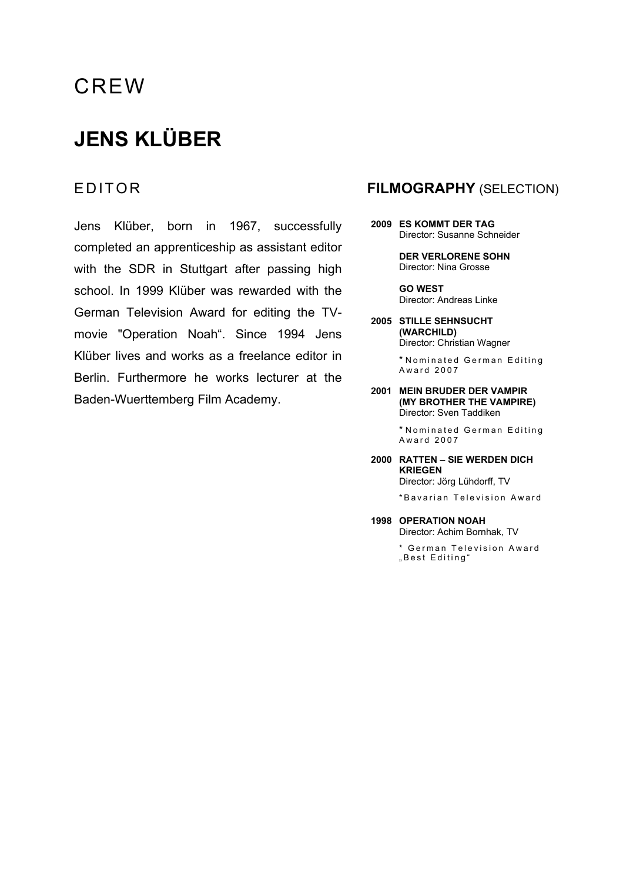# CREW

## JENS KLÜBER

### EDITOR

Jens Klüber, born in 1967, successfully completed an apprenticeship as assistant editor with the SDR in Stuttgart after passing high school. In 1999 Klüber was rewarded with the German Television Award for editing the TV-movie "Operation Noah". Since 1994 Jens Klüber lives and works as a freelance editor in Berlin. Furthermore he works lecturer at the Baden-Wuerttemberg Film Academy.

### **FILMOGRAPHY** (SELECTION)

**2009 ES KOMMT DER TAG**
Director: Susanne Schneider

**DER VERLORENE SOHN**
Director: Nina Grosse

**GO WEST**
Director: Andreas Linke

**2005 STILLE SEHNSUCHT (WARCHILD)**
Director: Christian Wagner

* Nominated German Editing Award 2007

**2001 MEIN BRUDER DER VAMPIR (MY BROTHER THE VAMPIRE)**
Director: Sven Taddiken

* Nominated German Editing Award 2007

**2000 RATTEN – SIE WERDEN DICH KRIEGEN**
Director: Jörg Lühdorff, TV

*Bavarian Television Award

**1998 OPERATION NOAH**
Director: Achim Bornhak, TV

* German Television Award „Best Editing“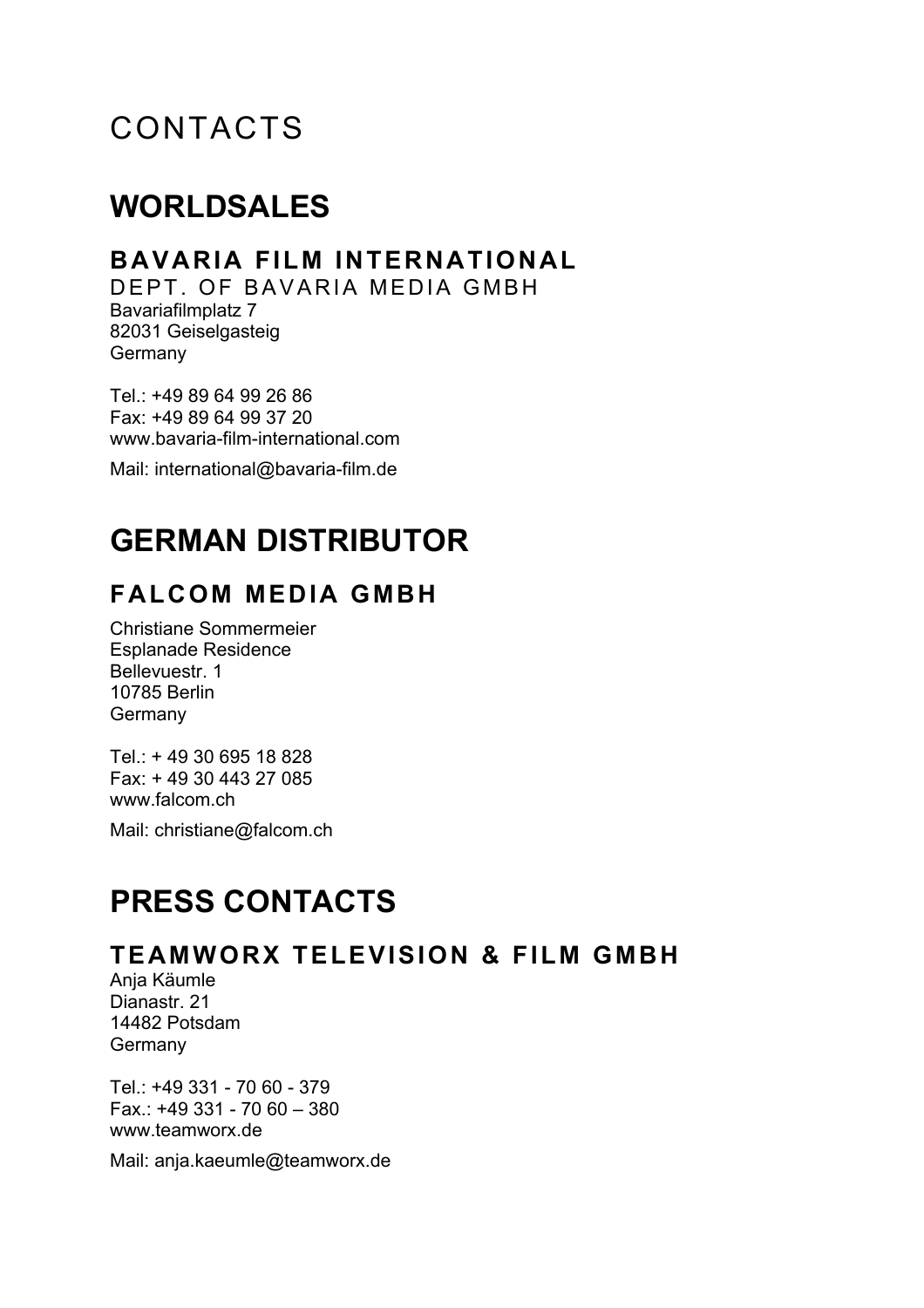# CONTACTS

## WORLDSALES

### BAVARIA FILM INTERNATIONAL

DEPT. OF BAVARIA MEDIA GMBH

Bavariafilmplatz 7
82031 Geiselgasteig
Germany

Tel.: +49 89 64 99 26 86
Fax: +49 89 64 99 37 20
www.bavaria-film-international.com

Mail: international@bavaria-film.de

## GERMAN DISTRIBUTOR

### FALCOM MEDIA GMBH

Christiane Sommermeier
Esplanade Residence
Bellevuestr. 1
10785 Berlin
Germany

Tel.: + 49 30 695 18 828
Fax: + 49 30 443 27 085
www.falcom.ch

Mail: christiane@falcom.ch

## PRESS CONTACTS

### TEAMWORX TELEVISION & FILM GMBH

Anja Käumle
Dianastr. 21
14482 Potsdam
Germany

Tel.: +49 331 - 70 60 - 379
Fax.: +49 331 - 70 60 – 380
www.teamworx.de

Mail: anja.kaeumle@teamworx.de